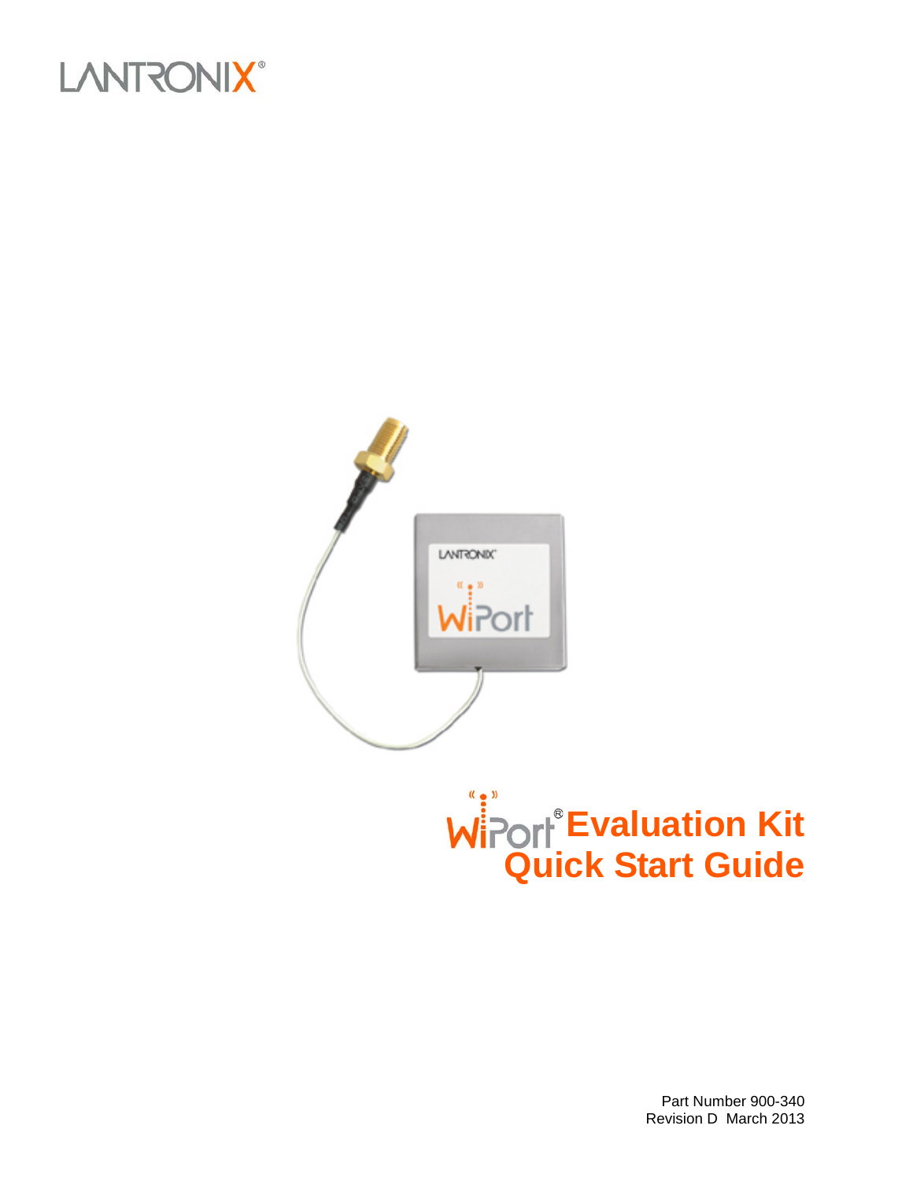# WiPort® Evaluation Kit Quick Start Guide

Part Number 900-340
Revision D March 2013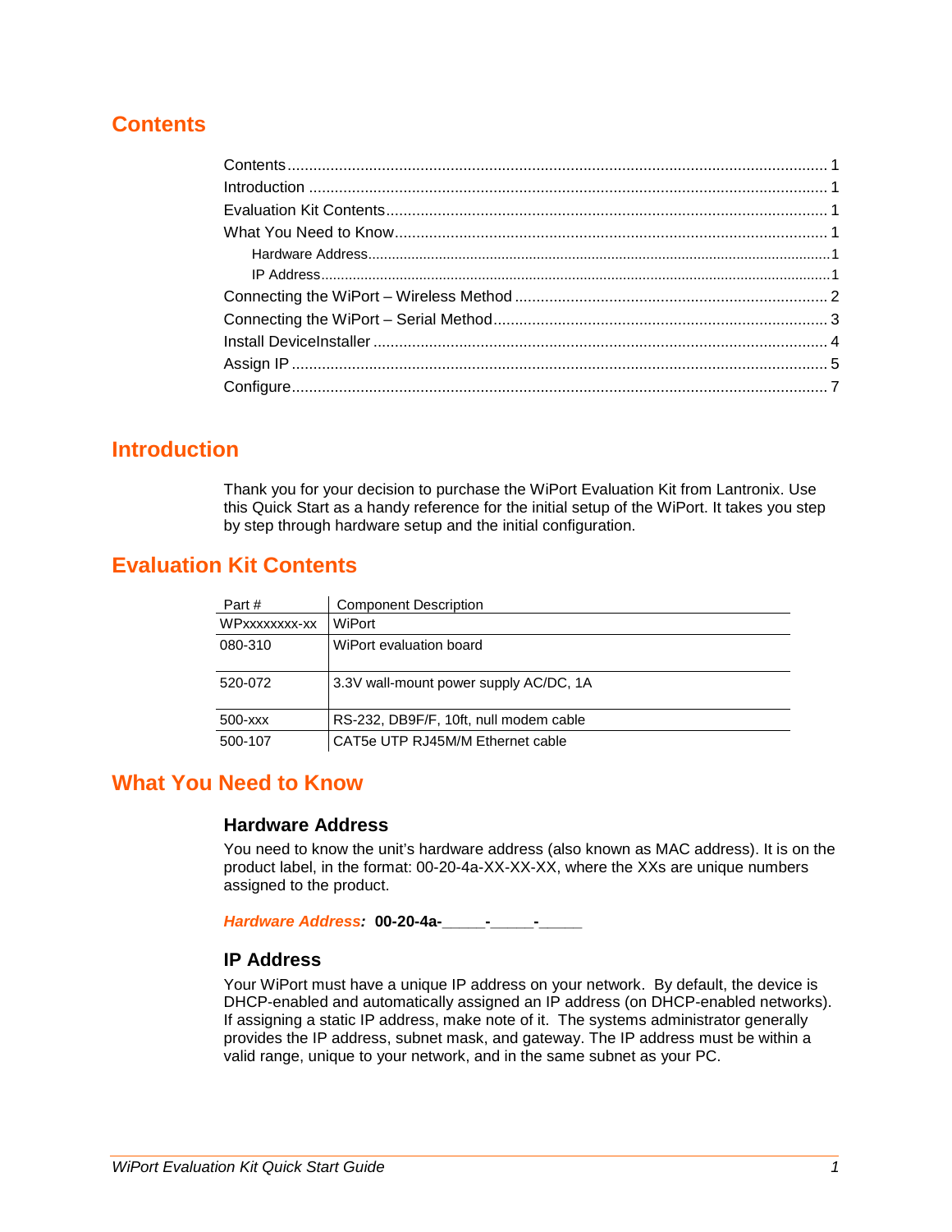# Contents

Contents ........................................................................................................................ 1
Introduction ................................................................................................................... 1
Evaluation Kit Contents ................................................................................................ 1
What You Need to Know ............................................................................................... 1
  Hardware Address ...................................................................................................... 1
  IP Address ................................................................................................................... 1
Connecting the WiPort – Wireless Method .................................................................. 2
Connecting the WiPort – Serial Method ....................................................................... 3
Install DeviceInstaller ................................................................................................... 4
Assign IP ....................................................................................................................... 5
Configure ....................................................................................................................... 7

# Introduction

Thank you for your decision to purchase the WiPort Evaluation Kit from Lantronix. Use this Quick Start as a handy reference for the initial setup of the WiPort. It takes you step by step through hardware setup and the initial configuration.

# Evaluation Kit Contents

| Part # | Component Description |
|---|---|
| WPxxxxxxxx-xx | WiPort |
| 080-310 | WiPort evaluation board |
| 520-072 | 3.3V wall-mount power supply AC/DC, 1A |
| 500-xxx | RS-232, DB9F/F, 10ft, null modem cable |
| 500-107 | CAT5e UTP RJ45M/M Ethernet cable |

# What You Need to Know

## Hardware Address

You need to know the unit's hardware address (also known as MAC address). It is on the product label, in the format: 00-20-4a-XX-XX-XX, where the XXs are unique numbers assigned to the product.

***Hardware Address:*** **00-20-4a-_____-_____-_____**

## IP Address

Your WiPort must have a unique IP address on your network. By default, the device is DHCP-enabled and automatically assigned an IP address (on DHCP-enabled networks). If assigning a static IP address, make note of it. The systems administrator generally provides the IP address, subnet mask, and gateway. The IP address must be within a valid range, unique to your network, and in the same subnet as your PC.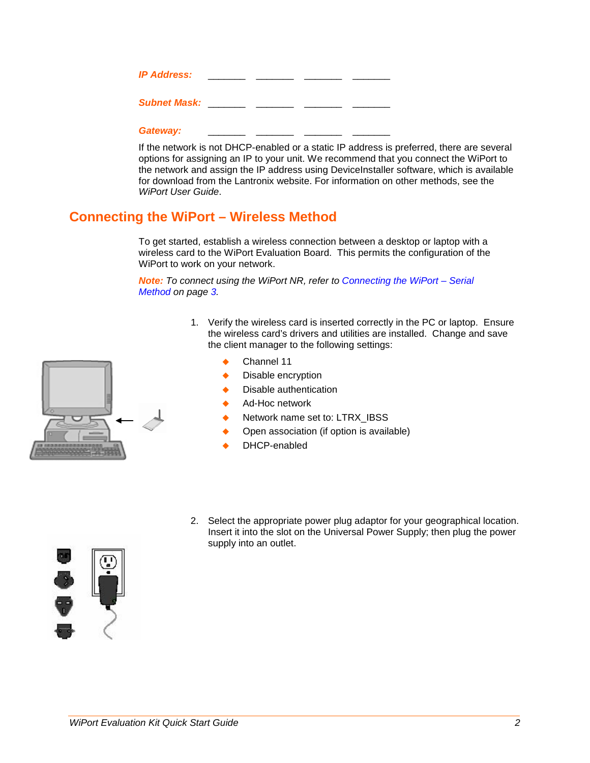**IP Address:** \_\_\_\_\_\_\_ \_\_\_\_\_\_\_ \_\_\_\_\_\_\_ \_\_\_\_\_\_\_

**Subnet Mask:** \_\_\_\_\_\_\_ \_\_\_\_\_\_\_ \_\_\_\_\_\_\_ \_\_\_\_\_\_\_

**Gateway:** \_\_\_\_\_\_\_ \_\_\_\_\_\_\_ \_\_\_\_\_\_\_ \_\_\_\_\_\_\_

If the network is not DHCP-enabled or a static IP address is preferred, there are several options for assigning an IP to your unit. We recommend that you connect the WiPort to the network and assign the IP address using DeviceInstaller software, which is available for download from the Lantronix website. For information on other methods, see the *WiPort User Guide*.

## Connecting the WiPort – Wireless Method

To get started, establish a wireless connection between a desktop or laptop with a wireless card to the WiPort Evaluation Board. This permits the configuration of the WiPort to work on your network.

***Note:*** *To connect using the WiPort NR, refer to Connecting the WiPort – Serial Method on page 3.*

1. Verify the wireless card is inserted correctly in the PC or laptop. Ensure the wireless card's drivers and utilities are installed. Change and save the client manager to the following settings:
   - Channel 11
   - Disable encryption
   - Disable authentication
   - Ad-Hoc network
   - Network name set to: LTRX_IBSS
   - Open association (if option is available)
   - DHCP-enabled

2. Select the appropriate power plug adaptor for your geographical location. Insert it into the slot on the Universal Power Supply; then plug the power supply into an outlet.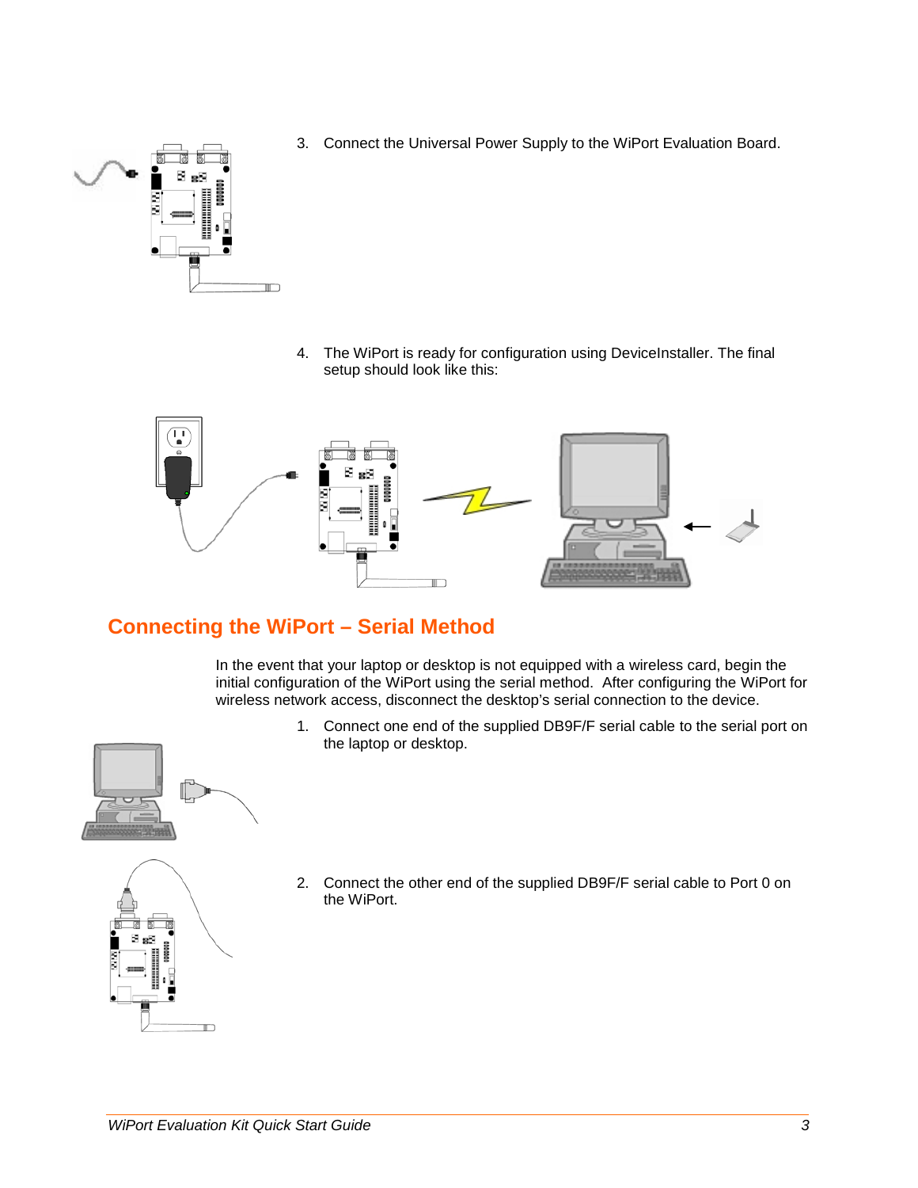3. Connect the Universal Power Supply to the WiPort Evaluation Board.

4. The WiPort is ready for configuration using DeviceInstaller. The final setup should look like this:

## Connecting the WiPort – Serial Method

In the event that your laptop or desktop is not equipped with a wireless card, begin the initial configuration of the WiPort using the serial method. After configuring the WiPort for wireless network access, disconnect the desktop's serial connection to the device.

1. Connect one end of the supplied DB9F/F serial cable to the serial port on the laptop or desktop.

2. Connect the other end of the supplied DB9F/F serial cable to Port 0 on the WiPort.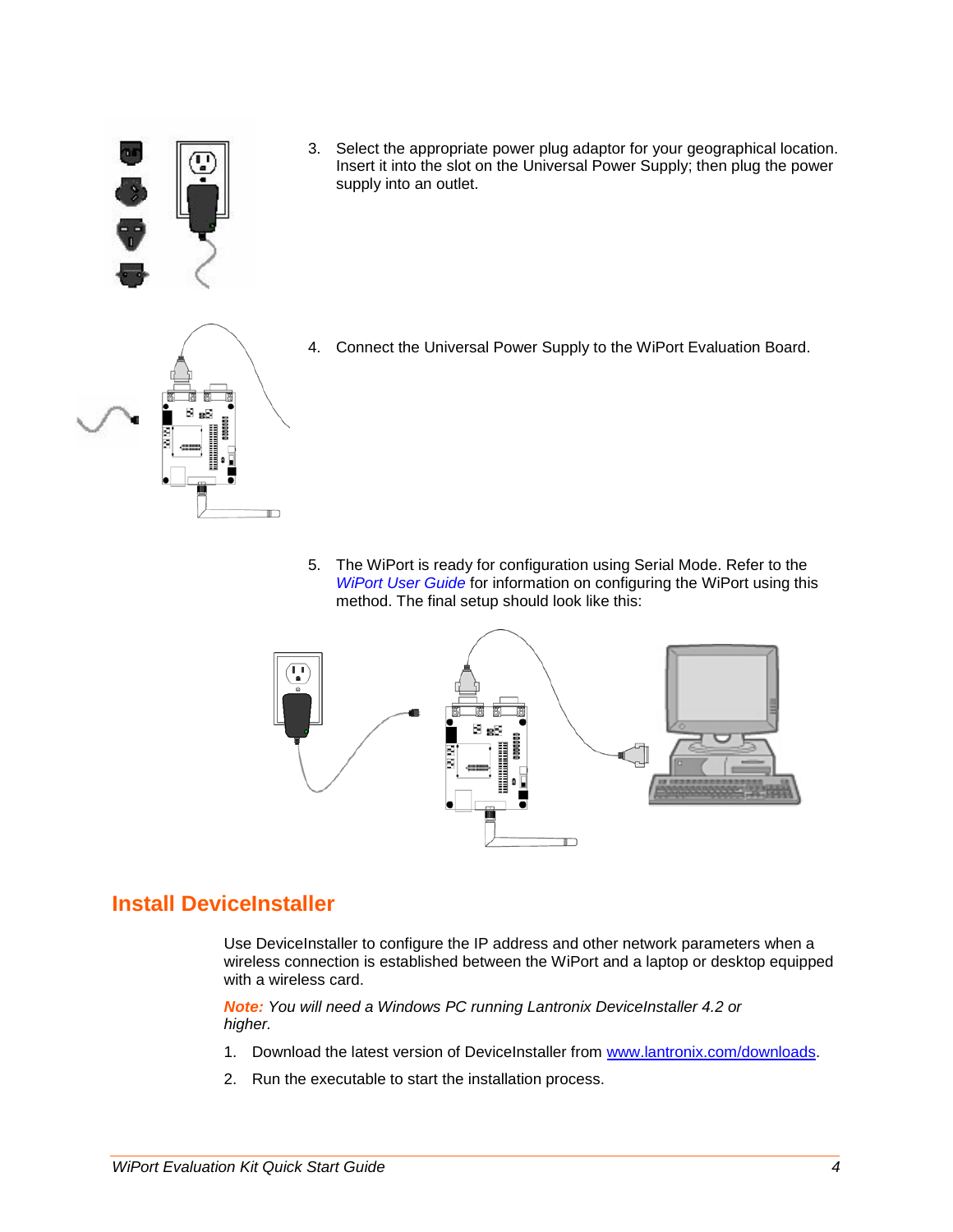3. Select the appropriate power plug adaptor for your geographical location. Insert it into the slot on the Universal Power Supply; then plug the power supply into an outlet.

4. Connect the Universal Power Supply to the WiPort Evaluation Board.

5. The WiPort is ready for configuration using Serial Mode. Refer to the *WiPort User Guide* for information on configuring the WiPort using this method. The final setup should look like this:

## Install DeviceInstaller

Use DeviceInstaller to configure the IP address and other network parameters when a wireless connection is established between the WiPort and a laptop or desktop equipped with a wireless card.

***Note:*** *You will need a Windows PC running Lantronix DeviceInstaller 4.2 or higher.*

1. Download the latest version of DeviceInstaller from [www.lantronix.com/downloads](www.lantronix.com/downloads).
2. Run the executable to start the installation process.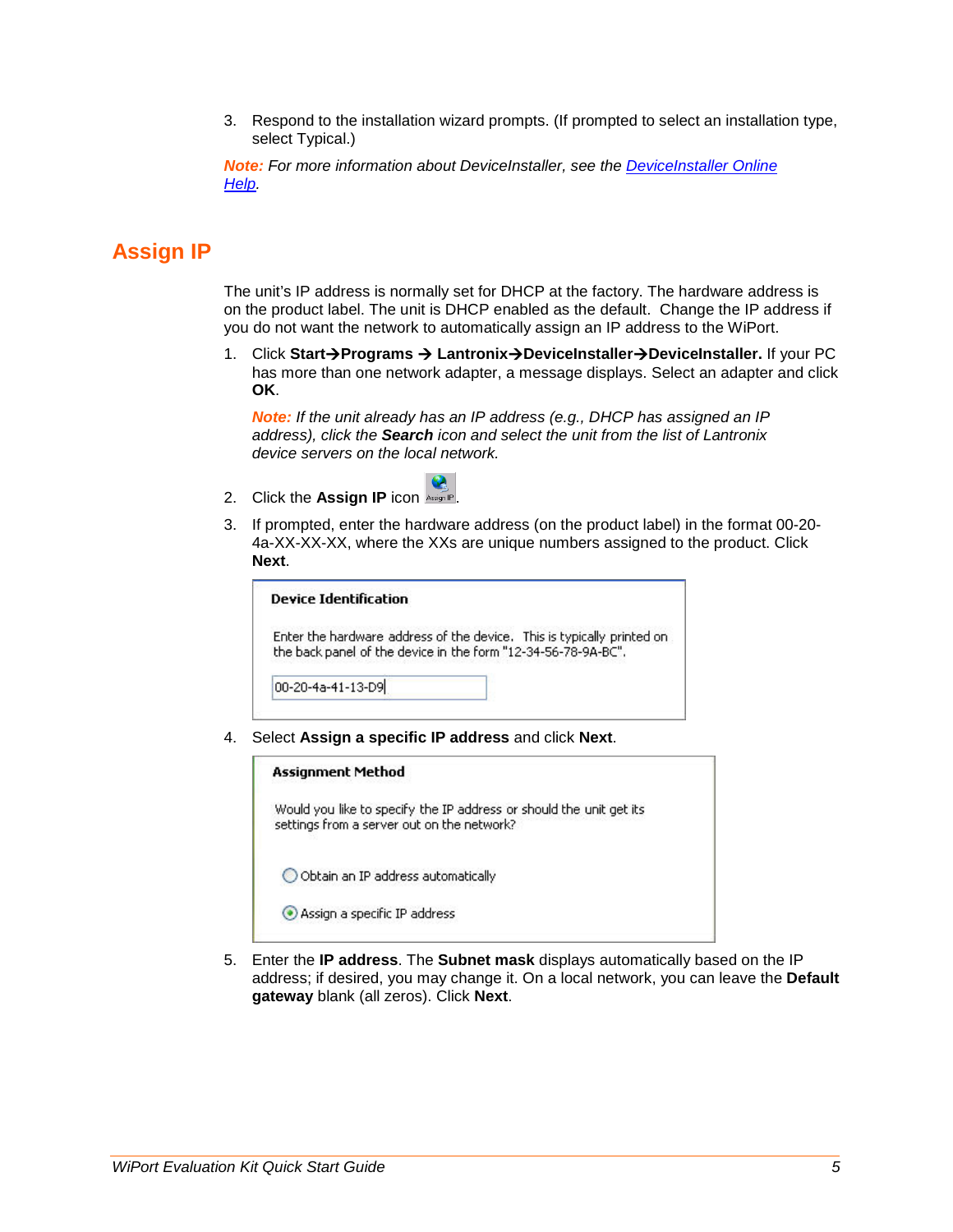3. Respond to the installation wizard prompts. (If prompted to select an installation type, select Typical.)

***Note:*** *For more information about DeviceInstaller, see the [DeviceInstaller Online Help](DeviceInstaller Online Help).*

## Assign IP

The unit's IP address is normally set for DHCP at the factory. The hardware address is on the product label. The unit is DHCP enabled as the default. Change the IP address if you do not want the network to automatically assign an IP address to the WiPort.

1. Click **Start→Programs → Lantronix→DeviceInstaller→DeviceInstaller.** If your PC has more than one network adapter, a message displays. Select an adapter and click **OK**.

   ***Note:*** *If the unit already has an IP address (e.g., DHCP has assigned an IP address), click the **Search** icon and select the unit from the list of Lantronix device servers on the local network.*

2. Click the **Assign IP** icon .

3. If prompted, enter the hardware address (on the product label) in the format 00-20-4a-XX-XX-XX, where the XXs are unique numbers assigned to the product. Click **Next**.

   **Device Identification**

   Enter the hardware address of the device. This is typically printed on the back panel of the device in the form "12-34-56-78-9A-BC".

   00-20-4a-41-13-D9

4. Select **Assign a specific IP address** and click **Next**.

   **Assignment Method**

   Would you like to specify the IP address or should the unit get its settings from a server out on the network?

   ○ Obtain an IP address automatically

   ◉ Assign a specific IP address

5. Enter the **IP address**. The **Subnet mask** displays automatically based on the IP address; if desired, you may change it. On a local network, you can leave the **Default gateway** blank (all zeros). Click **Next**.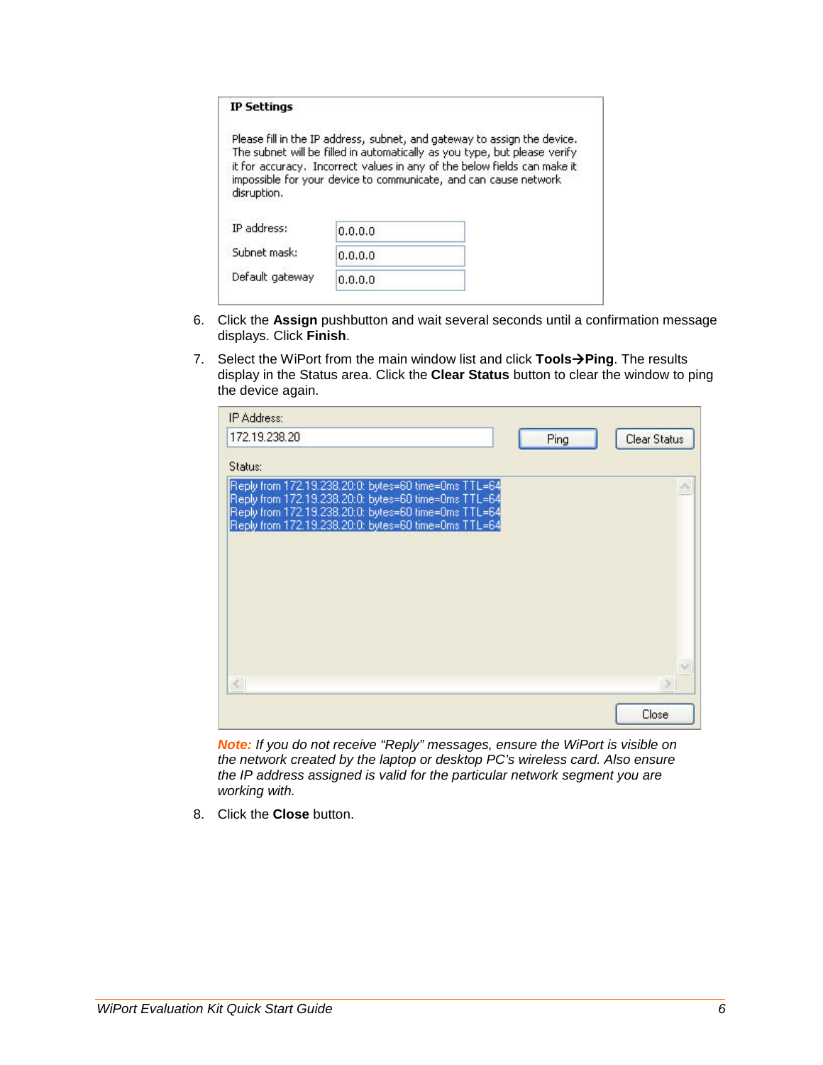**IP Settings**

Please fill in the IP address, subnet, and gateway to assign the device. The subnet will be filled in automatically as you type, but please verify it for accuracy. Incorrect values in any of the below fields can make it impossible for your device to communicate, and can cause network disruption.

| | |
|---|---|
| IP address: | 0.0.0.0 |
| Subnet mask: | 0.0.0.0 |
| Default gateway | 0.0.0.0 |

6. Click the **Assign** pushbutton and wait several seconds until a confirmation message displays. Click **Finish**.

7. Select the WiPort from the main window list and click **Tools→Ping**. The results display in the Status area. Click the **Clear Status** button to clear the window to ping the device again.

IP Address: 172.19.238.20 [Ping] [Clear Status]

Status:

```
Reply from 172.19.238.20:0: bytes=60 time=0ms TTL=64
Reply from 172.19.238.20:0: bytes=60 time=0ms TTL=64
Reply from 172.19.238.20:0: bytes=60 time=0ms TTL=64
Reply from 172.19.238.20:0: bytes=60 time=0ms TTL=64
```

[Close]

***Note:** If you do not receive "Reply" messages, ensure the WiPort is visible on the network created by the laptop or desktop PC's wireless card. Also ensure the IP address assigned is valid for the particular network segment you are working with.*

8. Click the **Close** button.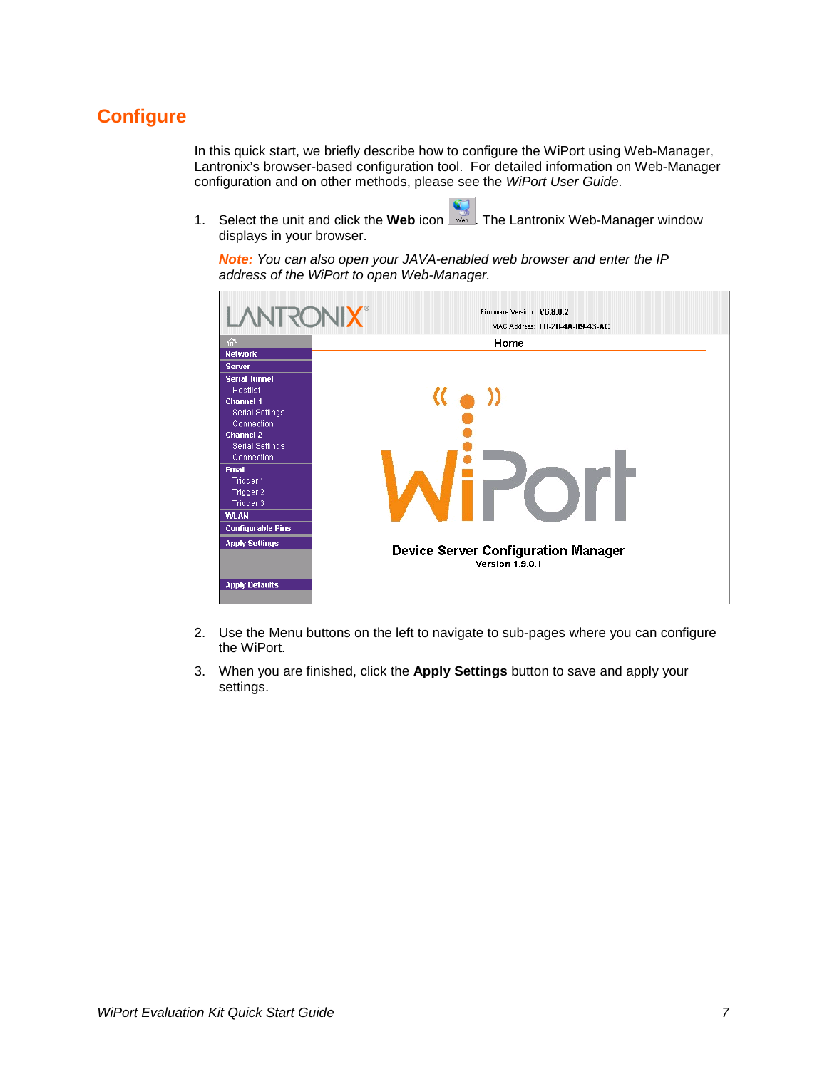## Configure

In this quick start, we briefly describe how to configure the WiPort using Web-Manager, Lantronix's browser-based configuration tool. For detailed information on Web-Manager configuration and on other methods, please see the *WiPort User Guide*.

1. Select the unit and click the **Web** icon . The Lantronix Web-Manager window displays in your browser.

   ***Note:*** *You can also open your JAVA-enabled web browser and enter the IP address of the WiPort to open Web-Manager.*

2. Use the Menu buttons on the left to navigate to sub-pages where you can configure the WiPort.

3. When you are finished, click the **Apply Settings** button to save and apply your settings.